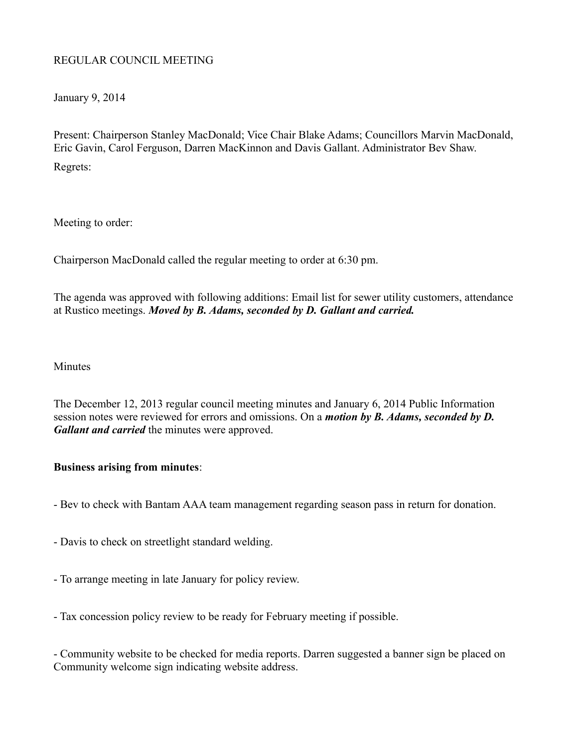REGULAR COUNCIL MEETING

January 9, 2014

Present: Chairperson Stanley MacDonald; Vice Chair Blake Adams; Councillors Marvin MacDonald, Eric Gavin, Carol Ferguson, Darren MacKinnon and Davis Gallant. Administrator Bev Shaw.

Regrets:

Meeting to order:

Chairperson MacDonald called the regular meeting to order at 6:30 pm.

The agenda was approved with following additions: Email list for sewer utility customers, attendance at Rustico meetings. ***Moved by B. Adams, seconded by D. Gallant and carried.***

Minutes

The December 12, 2013 regular council meeting minutes and January 6, 2014 Public Information session notes were reviewed for errors and omissions. On a ***motion by B. Adams, seconded by D. Gallant and carried*** the minutes were approved.

**Business arising from minutes**:

- Bev to check with Bantam AAA team management regarding season pass in return for donation.

- Davis to check on streetlight standard welding.

- To arrange meeting in late January for policy review.

- Tax concession policy review to be ready for February meeting if possible.

- Community website to be checked for media reports. Darren suggested a banner sign be placed on Community welcome sign indicating website address.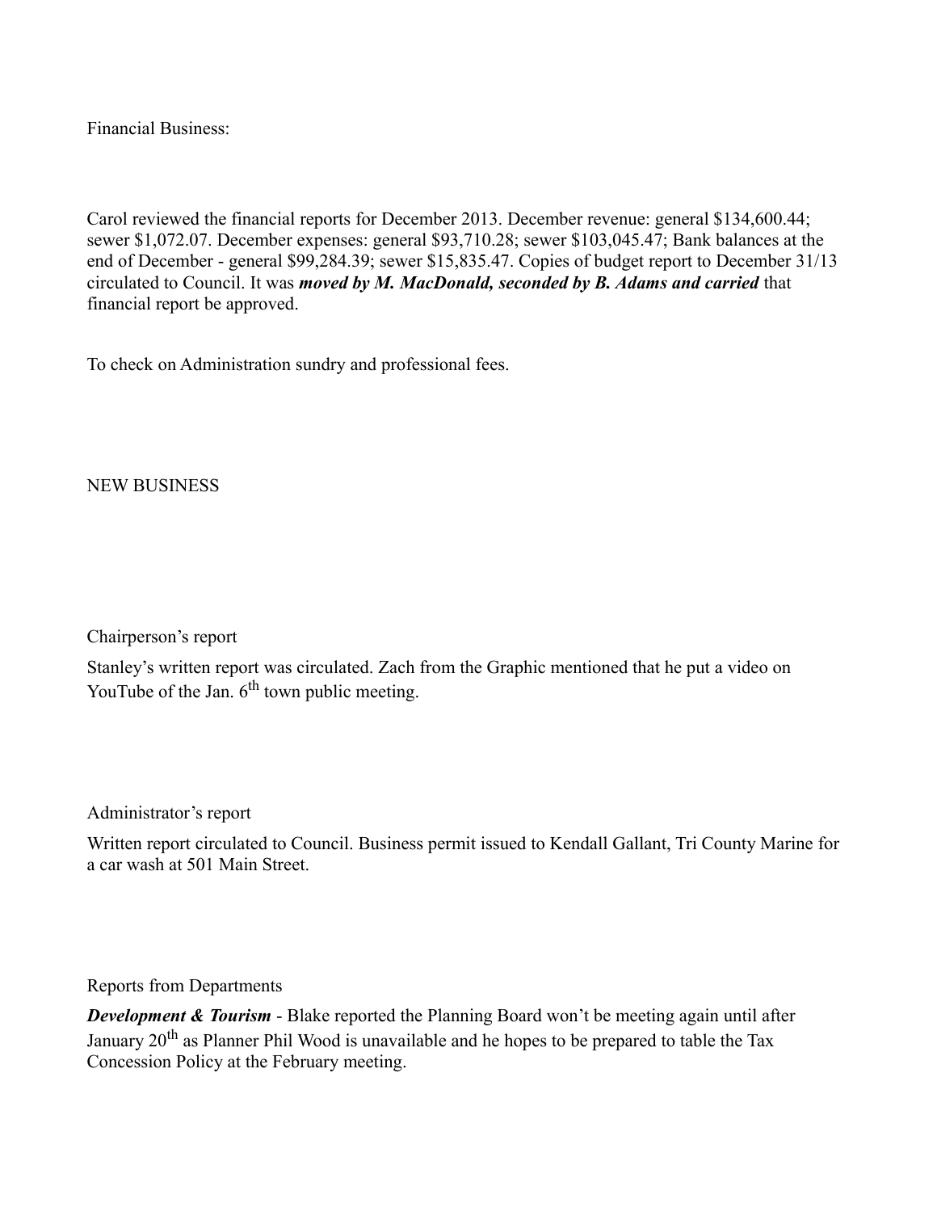Financial Business:

Carol reviewed the financial reports for December 2013. December revenue: general $134,600.44; sewer $1,072.07. December expenses: general $93,710.28; sewer $103,045.47; Bank balances at the end of December - general $99,284.39; sewer $15,835.47. Copies of budget report to December 31/13 circulated to Council. It was ***moved by M. MacDonald, seconded by B. Adams and carried*** that financial report be approved.

To check on Administration sundry and professional fees.

NEW BUSINESS

Chairperson's report

Stanley's written report was circulated. Zach from the Graphic mentioned that he put a video on YouTube of the Jan. 6th town public meeting.

Administrator's report

Written report circulated to Council. Business permit issued to Kendall Gallant, Tri County Marine for a car wash at 501 Main Street.

Reports from Departments

***Development & Tourism*** - Blake reported the Planning Board won't be meeting again until after January 20th as Planner Phil Wood is unavailable and he hopes to be prepared to table the Tax Concession Policy at the February meeting.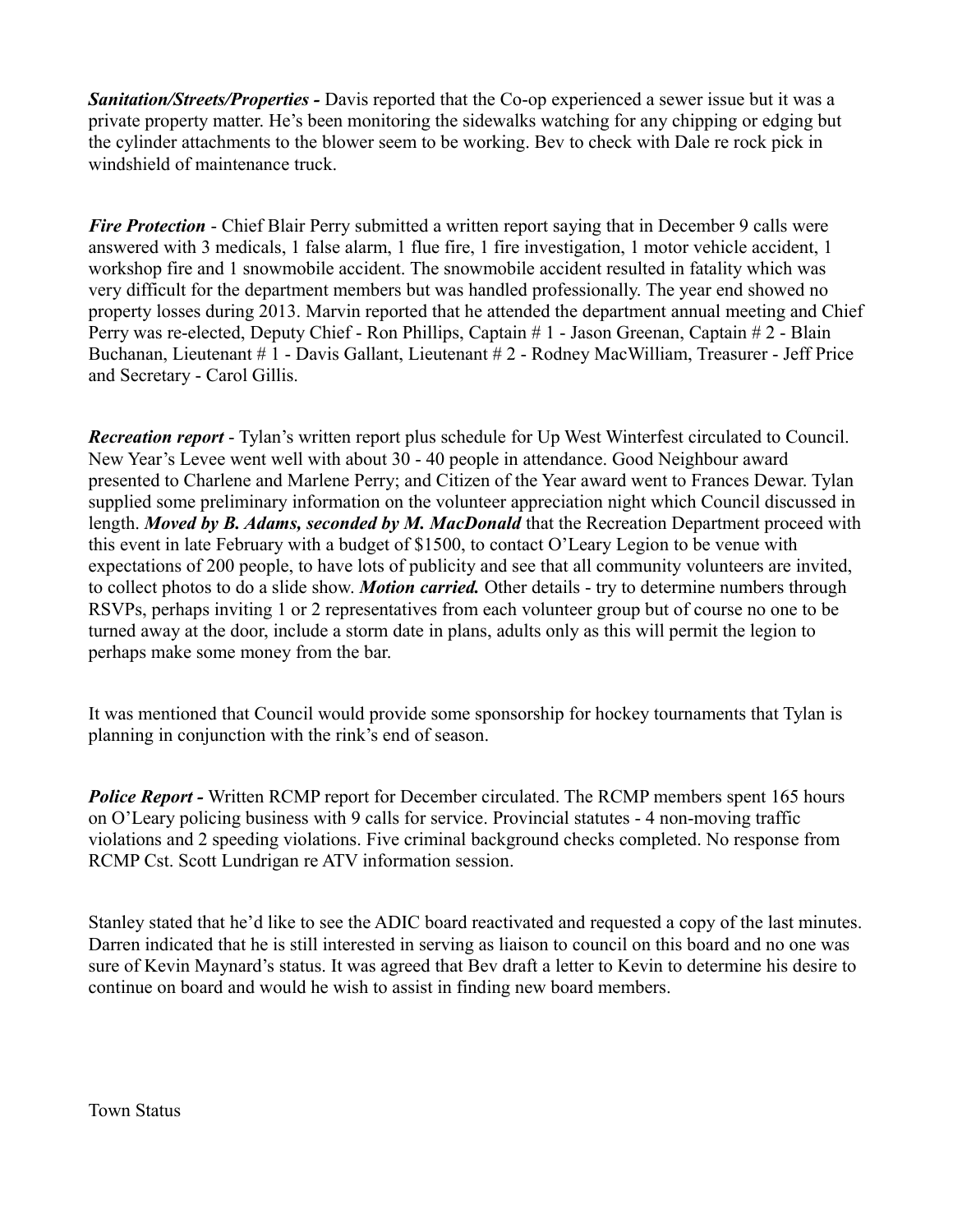***Sanitation/Streets/Properties -*** Davis reported that the Co-op experienced a sewer issue but it was a private property matter. He's been monitoring the sidewalks watching for any chipping or edging but the cylinder attachments to the blower seem to be working. Bev to check with Dale re rock pick in windshield of maintenance truck.

***Fire Protection*** - Chief Blair Perry submitted a written report saying that in December 9 calls were answered with 3 medicals, 1 false alarm, 1 flue fire, 1 fire investigation, 1 motor vehicle accident, 1 workshop fire and 1 snowmobile accident. The snowmobile accident resulted in fatality which was very difficult for the department members but was handled professionally. The year end showed no property losses during 2013. Marvin reported that he attended the department annual meeting and Chief Perry was re-elected, Deputy Chief - Ron Phillips, Captain # 1 - Jason Greenan, Captain # 2 - Blain Buchanan, Lieutenant # 1 - Davis Gallant, Lieutenant # 2 - Rodney MacWilliam, Treasurer - Jeff Price and Secretary - Carol Gillis.

***Recreation report*** - Tylan's written report plus schedule for Up West Winterfest circulated to Council. New Year's Levee went well with about 30 - 40 people in attendance. Good Neighbour award presented to Charlene and Marlene Perry; and Citizen of the Year award went to Frances Dewar. Tylan supplied some preliminary information on the volunteer appreciation night which Council discussed in length. ***Moved by B. Adams, seconded by M. MacDonald*** that the Recreation Department proceed with this event in late February with a budget of $1500, to contact O'Leary Legion to be venue with expectations of 200 people, to have lots of publicity and see that all community volunteers are invited, to collect photos to do a slide show. ***Motion carried.*** Other details - try to determine numbers through RSVPs, perhaps inviting 1 or 2 representatives from each volunteer group but of course no one to be turned away at the door, include a storm date in plans, adults only as this will permit the legion to perhaps make some money from the bar.

It was mentioned that Council would provide some sponsorship for hockey tournaments that Tylan is planning in conjunction with the rink's end of season.

***Police Report -*** Written RCMP report for December circulated. The RCMP members spent 165 hours on O'Leary policing business with 9 calls for service. Provincial statutes - 4 non-moving traffic violations and 2 speeding violations. Five criminal background checks completed. No response from RCMP Cst. Scott Lundrigan re ATV information session.

Stanley stated that he'd like to see the ADIC board reactivated and requested a copy of the last minutes. Darren indicated that he is still interested in serving as liaison to council on this board and no one was sure of Kevin Maynard's status. It was agreed that Bev draft a letter to Kevin to determine his desire to continue on board and would he wish to assist in finding new board members.

Town Status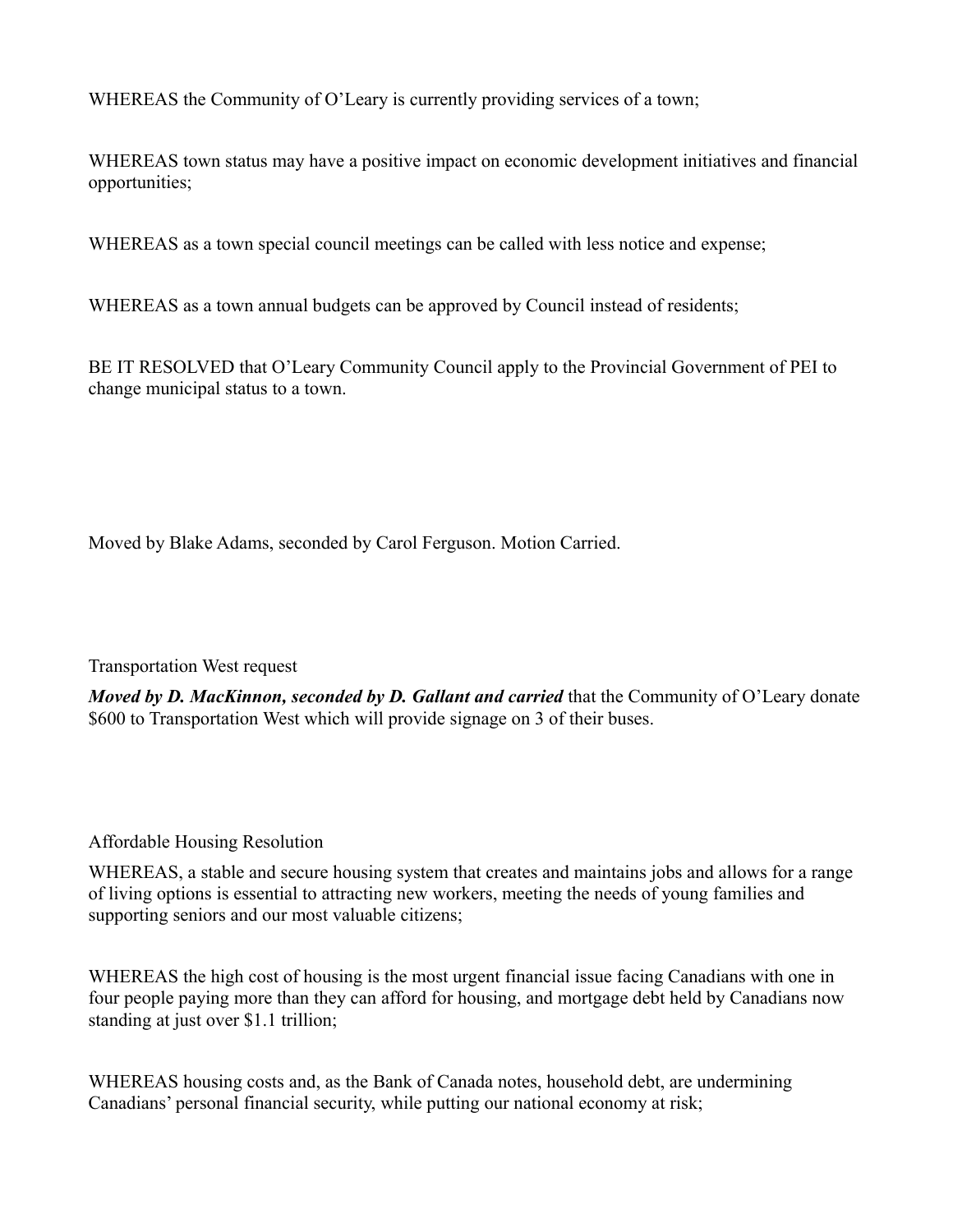WHEREAS the Community of O'Leary is currently providing services of a town;

WHEREAS town status may have a positive impact on economic development initiatives and financial opportunities;

WHEREAS as a town special council meetings can be called with less notice and expense;

WHEREAS as a town annual budgets can be approved by Council instead of residents;

BE IT RESOLVED that O'Leary Community Council apply to the Provincial Government of PEI to change municipal status to a town.

Moved by Blake Adams, seconded by Carol Ferguson. Motion Carried.

Transportation West request

***Moved by D. MacKinnon, seconded by D. Gallant and carried*** that the Community of O'Leary donate $600 to Transportation West which will provide signage on 3 of their buses.

Affordable Housing Resolution

WHEREAS, a stable and secure housing system that creates and maintains jobs and allows for a range of living options is essential to attracting new workers, meeting the needs of young families and supporting seniors and our most valuable citizens;

WHEREAS the high cost of housing is the most urgent financial issue facing Canadians with one in four people paying more than they can afford for housing, and mortgage debt held by Canadians now standing at just over $1.1 trillion;

WHEREAS housing costs and, as the Bank of Canada notes, household debt, are undermining Canadians' personal financial security, while putting our national economy at risk;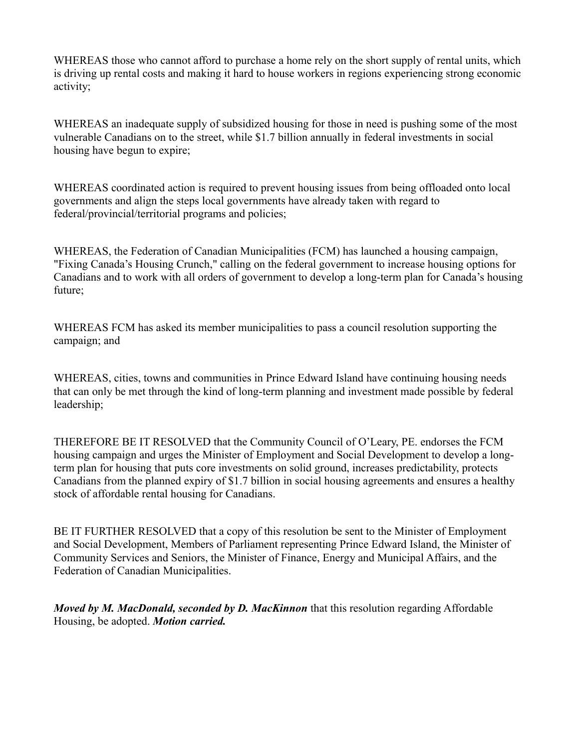WHEREAS those who cannot afford to purchase a home rely on the short supply of rental units, which is driving up rental costs and making it hard to house workers in regions experiencing strong economic activity;

WHEREAS an inadequate supply of subsidized housing for those in need is pushing some of the most vulnerable Canadians on to the street, while $1.7 billion annually in federal investments in social housing have begun to expire;

WHEREAS coordinated action is required to prevent housing issues from being offloaded onto local governments and align the steps local governments have already taken with regard to federal/provincial/territorial programs and policies;

WHEREAS, the Federation of Canadian Municipalities (FCM) has launched a housing campaign, "Fixing Canada's Housing Crunch," calling on the federal government to increase housing options for Canadians and to work with all orders of government to develop a long-term plan for Canada's housing future;

WHEREAS FCM has asked its member municipalities to pass a council resolution supporting the campaign; and

WHEREAS, cities, towns and communities in Prince Edward Island have continuing housing needs that can only be met through the kind of long-term planning and investment made possible by federal leadership;

THEREFORE BE IT RESOLVED that the Community Council of O'Leary, PE. endorses the FCM housing campaign and urges the Minister of Employment and Social Development to develop a long-term plan for housing that puts core investments on solid ground, increases predictability, protects Canadians from the planned expiry of $1.7 billion in social housing agreements and ensures a healthy stock of affordable rental housing for Canadians.

BE IT FURTHER RESOLVED that a copy of this resolution be sent to the Minister of Employment and Social Development, Members of Parliament representing Prince Edward Island, the Minister of Community Services and Seniors, the Minister of Finance, Energy and Municipal Affairs, and the Federation of Canadian Municipalities.

***Moved by M. MacDonald, seconded by D. MacKinnon*** that this resolution regarding Affordable Housing, be adopted. ***Motion carried.***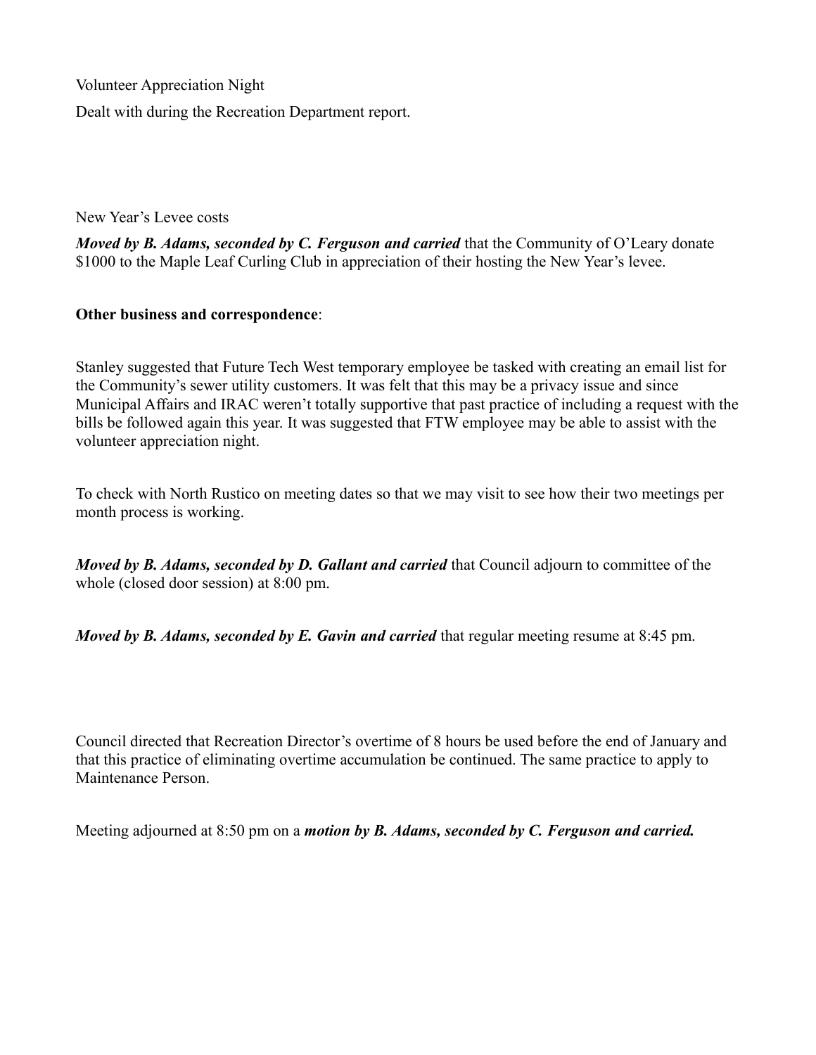Volunteer Appreciation Night

Dealt with during the Recreation Department report.

New Year's Levee costs

***Moved by B. Adams, seconded by C. Ferguson and carried*** that the Community of O'Leary donate $1000 to the Maple Leaf Curling Club in appreciation of their hosting the New Year's levee.

**Other business and correspondence**:

Stanley suggested that Future Tech West temporary employee be tasked with creating an email list for the Community's sewer utility customers. It was felt that this may be a privacy issue and since Municipal Affairs and IRAC weren't totally supportive that past practice of including a request with the bills be followed again this year. It was suggested that FTW employee may be able to assist with the volunteer appreciation night.

To check with North Rustico on meeting dates so that we may visit to see how their two meetings per month process is working.

***Moved by B. Adams, seconded by D. Gallant and carried*** that Council adjourn to committee of the whole (closed door session) at 8:00 pm.

***Moved by B. Adams, seconded by E. Gavin and carried*** that regular meeting resume at 8:45 pm.

Council directed that Recreation Director's overtime of 8 hours be used before the end of January and that this practice of eliminating overtime accumulation be continued. The same practice to apply to Maintenance Person.

Meeting adjourned at 8:50 pm on a ***motion by B. Adams, seconded by C. Ferguson and carried.***